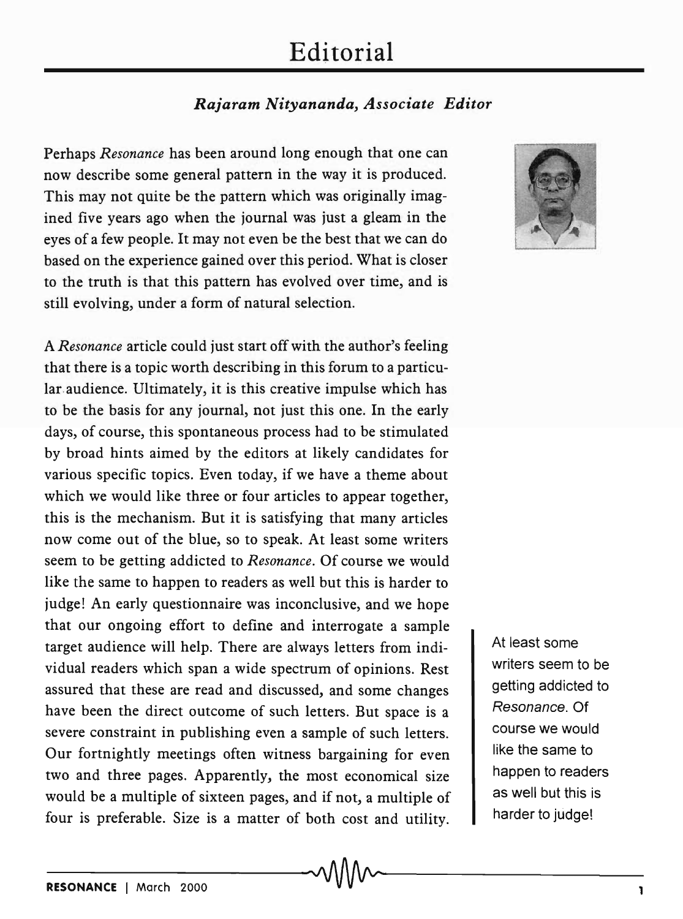# Editorial

***Rajaram Nityananda, Associate Editor***

Perhaps *Resonance* has been around long enough that one can now describe some general pattern in the way it is produced. This may not quite be the pattern which was originally imagined five years ago when the journal was just a gleam in the eyes of a few people. It may not even be the best that we can do based on the experience gained over this period. What is closer to the truth is that this pattern has evolved over time, and is still evolving, under a form of natural selection.

A *Resonance* article could just start off with the author's feeling that there is a topic worth describing in this forum to a particular audience. Ultimately, it is this creative impulse which has to be the basis for any journal, not just this one. In the early days, of course, this spontaneous process had to be stimulated by broad hints aimed by the editors at likely candidates for various specific topics. Even today, if we have a theme about which we would like three or four articles to appear together, this is the mechanism. But it is satisfying that many articles now come out of the blue, so to speak. At least some writers seem to be getting addicted to *Resonance*. Of course we would like the same to happen to readers as well but this is harder to judge! An early questionnaire was inconclusive, and we hope that our ongoing effort to define and interrogate a sample target audience will help. There are always letters from individual readers which span a wide spectrum of opinions. Rest assured that these are read and discussed, and some changes have been the direct outcome of such letters. But space is a severe constraint in publishing even a sample of such letters. Our fortnightly meetings often witness bargaining for even two and three pages. Apparently, the most economical size would be a multiple of sixteen pages, and if not, a multiple of four is preferable. Size is a matter of both cost and utility.

> At least some writers seem to be getting addicted to *Resonance*. Of course we would like the same to happen to readers as well but this is harder to judge!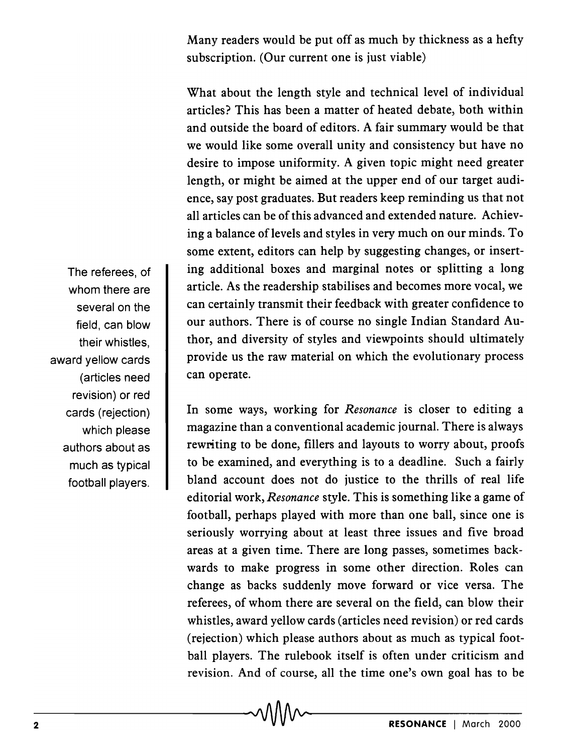Many readers would be put off as much by thickness as a hefty subscription. (Our current one is just viable)

What about the length style and technical level of individual articles? This has been a matter of heated debate, both within and outside the board of editors. A fair summary would be that we would like some overall unity and consistency but have no desire to impose uniformity. A given topic might need greater length, or might be aimed at the upper end of our target audience, say post graduates. But readers keep reminding us that not all articles can be of this advanced and extended nature. Achieving a balance of levels and styles in very much on our minds. To some extent, editors can help by suggesting changes, or inserting additional boxes and marginal notes or splitting a long article. As the readership stabilises and becomes more vocal, we can certainly transmit their feedback with greater confidence to our authors. There is of course no single Indian Standard Author, and diversity of styles and viewpoints should ultimately provide us the raw material on which the evolutionary process can operate.

> The referees, of whom there are several on the field, can blow their whistles, award yellow cards (articles need revision) or red cards (rejection) which please authors about as much as typical football players.

In some ways, working for *Resonance* is closer to editing a magazine than a conventional academic journal. There is always rewriting to be done, fillers and layouts to worry about, proofs to be examined, and everything is to a deadline. Such a fairly bland account does not do justice to the thrills of real life editorial work, *Resonance* style. This is something like a game of football, perhaps played with more than one ball, since one is seriously worrying about at least three issues and five broad areas at a given time. There are long passes, sometimes backwards to make progress in some other direction. Roles can change as backs suddenly move forward or vice versa. The referees, of whom there are several on the field, can blow their whistles, award yellow cards (articles need revision) or red cards (rejection) which please authors about as much as typical football players. The rulebook itself is often under criticism and revision. And of course, all the time one's own goal has to be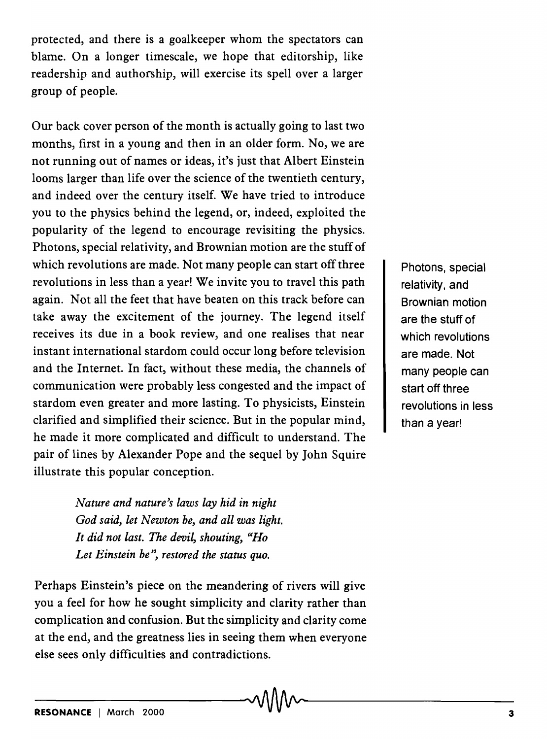protected, and there is a goalkeeper whom the spectators can blame. On a longer timescale, we hope that editorship, like readership and authorship, will exercise its spell over a larger group of people.

Our back cover person of the month is actually going to last two months, first in a young and then in an older form. No, we are not running out of names or ideas, it's just that Albert Einstein looms larger than life over the science of the twentieth century, and indeed over the century itself. We have tried to introduce you to the physics behind the legend, or, indeed, exploited the popularity of the legend to encourage revisiting the physics. Photons, special relativity, and Brownian motion are the stuff of which revolutions are made. Not many people can start off three revolutions in less than a year! We invite you to travel this path again. Not all the feet that have beaten on this track before can take away the excitement of the journey. The legend itself receives its due in a book review, and one realises that near instant international stardom could occur long before television and the Internet. In fact, without these media, the channels of communication were probably less congested and the impact of stardom even greater and more lasting. To physicists, Einstein clarified and simplified their science. But in the popular mind, he made it more complicated and difficult to understand. The pair of lines by Alexander Pope and the sequel by John Squire illustrate this popular conception.

Photons, special relativity, and Brownian motion are the stuff of which revolutions are made. Not many people can start off three revolutions in less than a year!

> *Nature and nature's laws lay hid in night*
> *God said, let Newton be, and all was light.*
> *It did not last. The devil, shouting, "Ho*
> *Let Einstein be", restored the status quo.*

Perhaps Einstein's piece on the meandering of rivers will give you a feel for how he sought simplicity and clarity rather than complication and confusion. But the simplicity and clarity come at the end, and the greatness lies in seeing them when everyone else sees only difficulties and contradictions.